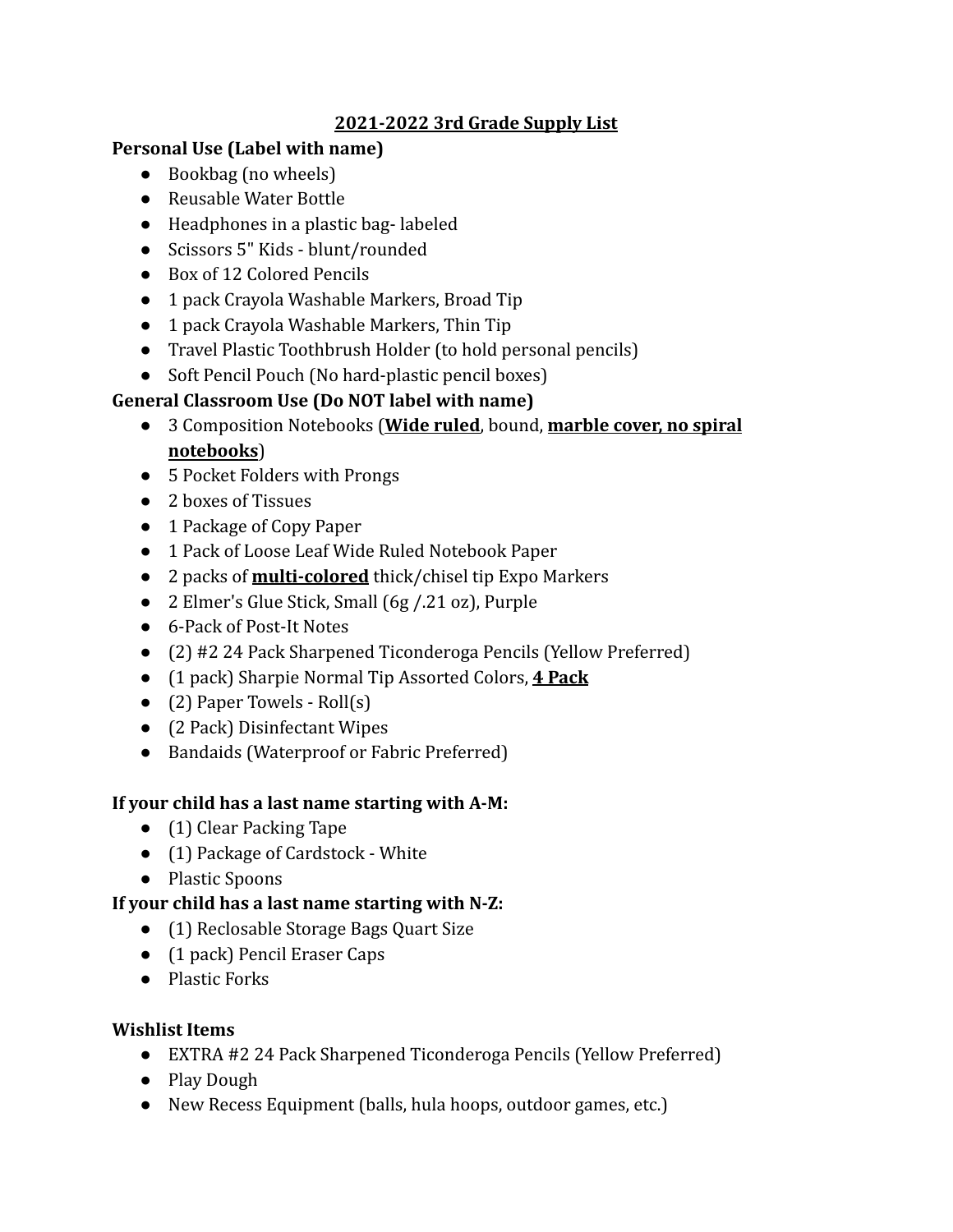# **2021-2022 3rd Grade Supply List**

**Personal Use (Label with name)**

- Bookbag (no wheels)
- Reusable Water Bottle
- Headphones in a plastic bag- labeled
- Scissors 5" Kids - blunt/rounded
- Box of 12 Colored Pencils
- 1 pack Crayola Washable Markers, Broad Tip
- 1 pack Crayola Washable Markers, Thin Tip
- Travel Plastic Toothbrush Holder (to hold personal pencils)
- Soft Pencil Pouch (No hard-plastic pencil boxes)

**General Classroom Use (Do NOT label with name)**

- 3 Composition Notebooks (**Wide ruled**, bound, **marble cover, no spiral notebooks**)
- 5 Pocket Folders with Prongs
- 2 boxes of Tissues
- 1 Package of Copy Paper
- 1 Pack of Loose Leaf Wide Ruled Notebook Paper
- 2 packs of **multi-colored** thick/chisel tip Expo Markers
- 2 Elmer's Glue Stick, Small (6g /.21 oz), Purple
- 6-Pack of Post-It Notes
- (2) #2 24 Pack Sharpened Ticonderoga Pencils (Yellow Preferred)
- (1 pack) Sharpie Normal Tip Assorted Colors, **4 Pack**
- (2) Paper Towels - Roll(s)
- (2 Pack) Disinfectant Wipes
- Bandaids (Waterproof or Fabric Preferred)

**If your child has a last name starting with A-M:**

- (1) Clear Packing Tape
- (1) Package of Cardstock - White
- Plastic Spoons

**If your child has a last name starting with N-Z:**

- (1) Reclosable Storage Bags Quart Size
- (1 pack) Pencil Eraser Caps
- Plastic Forks

**Wishlist Items**

- EXTRA #2 24 Pack Sharpened Ticonderoga Pencils (Yellow Preferred)
- Play Dough
- New Recess Equipment (balls, hula hoops, outdoor games, etc.)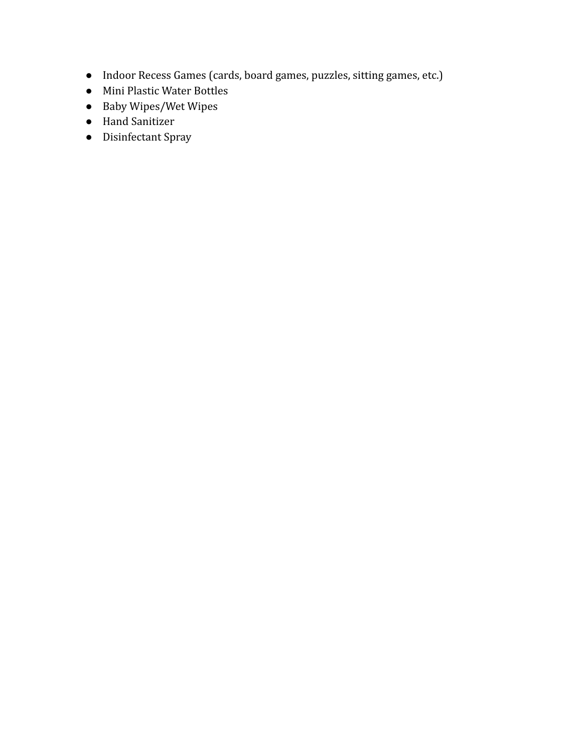- Indoor Recess Games (cards, board games, puzzles, sitting games, etc.)
- Mini Plastic Water Bottles
- Baby Wipes/Wet Wipes
- Hand Sanitizer
- Disinfectant Spray